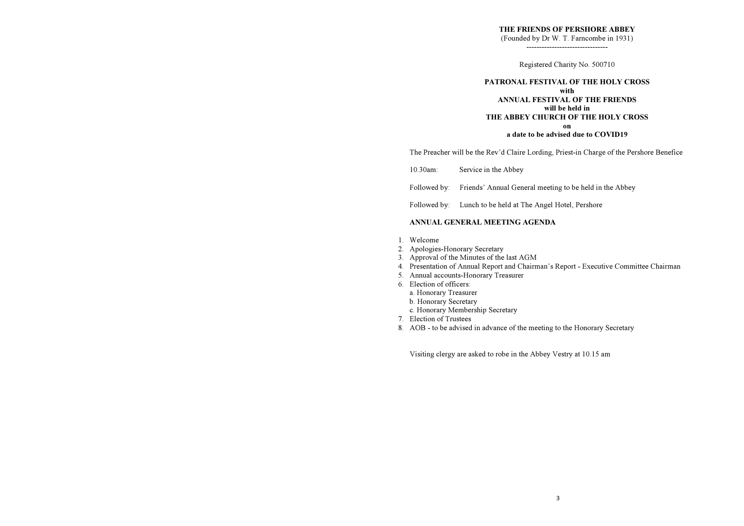**THE FRIENDS OF PERSHORE ABBEY**

(Founded by Dr W. T. Farncombe in 1931)

--------------------------------

Registered Charity No. 500710

**PATRONAL FESTIVAL OF THE HOLY CROSS**
**with**
**ANNUAL FESTIVAL OF THE FRIENDS**
**will be held in**
**THE ABBEY CHURCH OF THE HOLY CROSS**
**on**
**a date to be advised due to COVID19**

The Preacher will be the Rev'd Claire Lording, Priest-in Charge of the Pershore Benefice

10.30am: Service in the Abbey

Followed by: Friends' Annual General meeting to be held in the Abbey

Followed by: Lunch to be held at The Angel Hotel, Pershore

**ANNUAL GENERAL MEETING AGENDA**

1. Welcome
2. Apologies-Honorary Secretary
3. Approval of the Minutes of the last AGM
4. Presentation of Annual Report and Chairman's Report - Executive Committee Chairman
5. Annual accounts-Honorary Treasurer
6. Election of officers:
   a. Honorary Treasurer
   b. Honorary Secretary
   c. Honorary Membership Secretary
7. Election of Trustees
8. AOB - to be advised in advance of the meeting to the Honorary Secretary

Visiting clergy are asked to robe in the Abbey Vestry at 10.15 am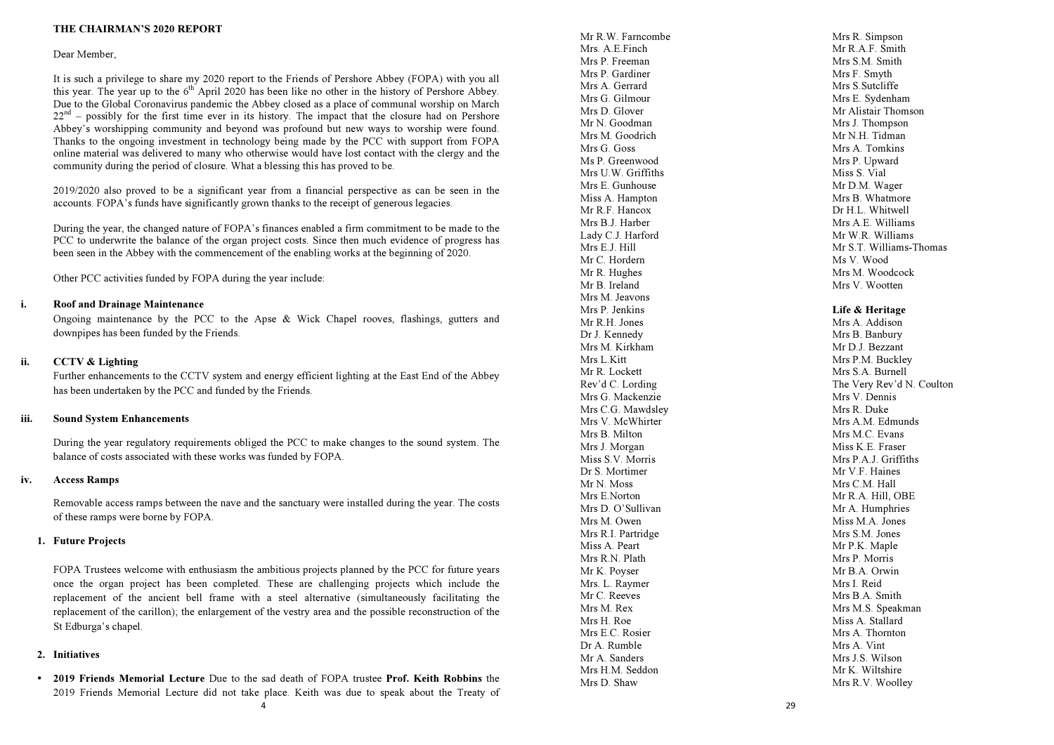## THE CHAIRMAN'S 2020 REPORT

Dear Member,

It is such a privilege to share my 2020 report to the Friends of Pershore Abbey (FOPA) with you all this year. The year up to the 6th April 2020 has been like no other in the history of Pershore Abbey. Due to the Global Coronavirus pandemic the Abbey closed as a place of communal worship on March 22nd – possibly for the first time ever in its history. The impact that the closure had on Pershore Abbey's worshipping community and beyond was profound but new ways to worship were found. Thanks to the ongoing investment in technology being made by the PCC with support from FOPA online material was delivered to many who otherwise would have lost contact with the clergy and the community during the period of closure. What a blessing this has proved to be.

2019/2020 also proved to be a significant year from a financial perspective as can be seen in the accounts. FOPA's funds have significantly grown thanks to the receipt of generous legacies.

During the year, the changed nature of FOPA's finances enabled a firm commitment to be made to the PCC to underwrite the balance of the organ project costs. Since then much evidence of progress has been seen in the Abbey with the commencement of the enabling works at the beginning of 2020.

Other PCC activities funded by FOPA during the year include:

**i. Roof and Drainage Maintenance**

Ongoing maintenance by the PCC to the Apse & Wick Chapel rooves, flashings, gutters and downpipes has been funded by the Friends.

**ii. CCTV & Lighting**

Further enhancements to the CCTV system and energy efficient lighting at the East End of the Abbey has been undertaken by the PCC and funded by the Friends.

**iii. Sound System Enhancements**

During the year regulatory requirements obliged the PCC to make changes to the sound system. The balance of costs associated with these works was funded by FOPA.

**iv. Access Ramps**

Removable access ramps between the nave and the sanctuary were installed during the year. The costs of these ramps were borne by FOPA.

**1. Future Projects**

FOPA Trustees welcome with enthusiasm the ambitious projects planned by the PCC for future years once the organ project has been completed. These are challenging projects which include the replacement of the ancient bell frame with a steel alternative (simultaneously facilitating the replacement of the carillon); the enlargement of the vestry area and the possible reconstruction of the St Edburga's chapel.

**2. Initiatives**

- **2019 Friends Memorial Lecture** Due to the sad death of FOPA trustee **Prof. Keith Robbins** the 2019 Friends Memorial Lecture did not take place. Keith was due to speak about the Treaty of

Mr R.W. Farncombe
Mrs. A.E.Finch
Mrs P. Freeman
Mrs P. Gardiner
Mrs A. Gerrard
Mrs G. Gilmour
Mrs D. Glover
Mr N. Goodman
Mrs M. Goodrich
Mrs G. Goss
Ms P. Greenwood
Mrs U.W. Griffiths
Mrs E. Gunhouse
Miss A. Hampton
Mr R.F. Hancox
Mrs B.J. Harber
Lady C.J. Harford
Mrs E.J. Hill
Mr C. Hordern
Mr R. Hughes
Mr B. Ireland
Mrs M. Jeavons
Mrs P. Jenkins
Mr R.H. Jones
Dr J. Kennedy
Mrs M. Kirkham
Mrs L.Kitt
Mr R. Lockett
Rev'd C. Lording
Mrs G. Mackenzie
Mrs C.G. Mawdsley
Mrs V. McWhirter
Mrs B. Milton
Mrs J. Morgan
Miss S.V. Morris
Dr S. Mortimer
Mr N. Moss
Mrs E.Norton
Mrs D. O'Sullivan
Mrs M. Owen
Mrs R.I. Partridge
Miss A. Peart
Mrs R.N. Plath
Mr K. Poyser
Mrs. L. Raymer
Mr C. Reeves
Mrs M. Rex
Mrs H. Roe
Mrs E.C. Rosier
Dr A. Rumble
Mr A. Sanders
Mrs H.M. Seddon
Mrs D. Shaw
Mrs R. Simpson
Mr R.A.F. Smith
Mrs S.M. Smith
Mrs F. Smyth
Mrs S.Sutcliffe
Mrs E. Sydenham
Mr Alistair Thomson
Mrs J. Thompson
Mr N.H. Tidman
Mrs A. Tomkins
Mrs P. Upward
Miss S. Vial
Mr D.M. Wager
Mrs B. Whatmore
Dr H.L. Whitwell
Mrs A.E. Williams
Mr W.R. Williams
Mr S.T. Williams-Thomas
Ms V. Wood
Mrs M. Woodcock
Mrs V. Wootten

**Life & Heritage**

Mrs A. Addison
Mrs B. Banbury
Mr D.J. Bezzant
Mrs P.M. Buckley
Mrs S.A. Burnell
The Very Rev'd N. Coulton
Mrs V. Dennis
Mrs R. Duke
Mrs A.M. Edmunds
Mrs M.C. Evans
Miss K.E. Fraser
Mrs P.A.J. Griffiths
Mr V.F. Haines
Mrs C.M. Hall
Mr R.A. Hill, OBE
Mr A. Humphries
Miss M.A. Jones
Mrs S.M. Jones
Mr P.K. Maple
Mrs P. Morris
Mr B.A. Orwin
Mrs I. Reid
Mrs B.A. Smith
Mrs M.S. Speakman
Miss A. Stallard
Mrs A. Thornton
Mrs A. Vint
Mrs J.S. Wilson
Mr K. Wiltshire
Mrs R.V. Woolley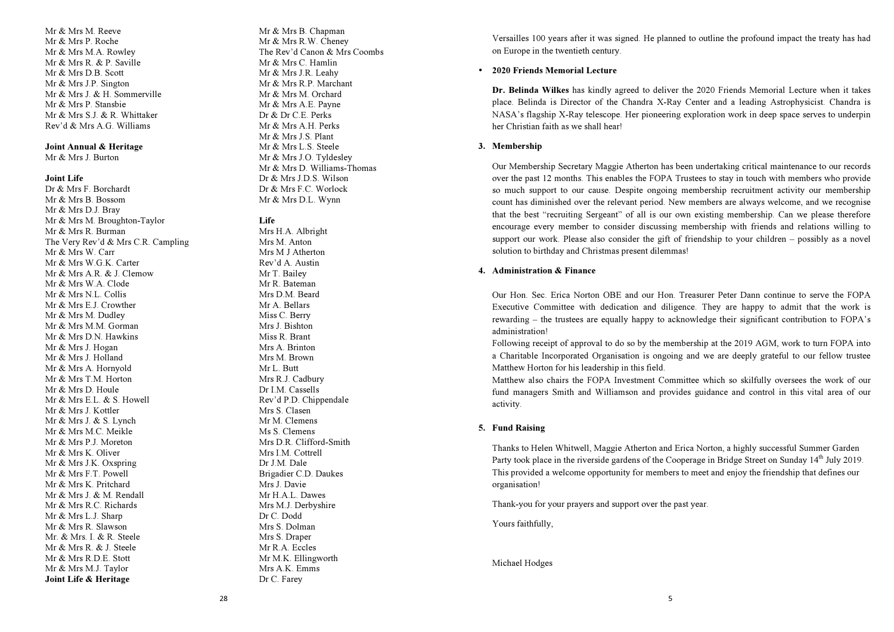Mr & Mrs M. Reeve
Mr & Mrs P. Roche
Mr & Mrs M.A. Rowley
Mr & Mrs R. & P. Saville
Mr & Mrs D.B. Scott
Mr & Mrs J.P. Sington
Mr & Mrs J. & H. Sommerville
Mr & Mrs P. Stansbie
Mr & Mrs S.J. & R. Whittaker
Rev'd & Mrs A.G. Williams

**Joint Annual & Heritage**

Mr & Mrs J. Burton

**Joint Life**

Dr & Mrs F. Borchardt
Mr & Mrs B. Bossom
Mr & Mrs D.J. Bray
Mr & Mrs M. Broughton-Taylor
Mr & Mrs R. Burman
The Very Rev'd & Mrs C.R. Campling
Mr & Mrs W. Carr
Mr & Mrs W.G.K. Carter
Mr & Mrs A.R. & J. Clemow
Mr & Mrs W.A. Clode
Mr & Mrs N.L. Collis
Mr & Mrs E.J. Crowther
Mr & Mrs M. Dudley
Mr & Mrs M.M. Gorman
Mr & Mrs D.N. Hawkins
Mr & Mrs J. Hogan
Mr & Mrs J. Holland
Mr & Mrs A. Hornyold
Mr & Mrs T.M. Horton
Mr & Mrs D. Houle
Mr & Mrs E.L. & S. Howell
Mr & Mrs J. Kottler
Mr & Mrs J. & S. Lynch
Mr & Mrs M.C. Meikle
Mr & Mrs P.J. Moreton
Mr & Mrs K. Oliver
Mr & Mrs J.K. Oxspring
Mr & Mrs F.T. Powell
Mr & Mrs K. Pritchard
Mr & Mrs J. & M. Rendall
Mr & Mrs R.C. Richards
Mr & Mrs L.J. Sharp
Mr & Mrs R. Slawson
Mr. & Mrs. I. & R. Steele
Mr & Mrs R. & J. Steele
Mr & Mrs R.D.E. Stott
Mr & Mrs M.J. Taylor

**Joint Life & Heritage**

Mr & Mrs B. Chapman
Mr & Mrs R.W. Cheney
The Rev'd Canon & Mrs Coombs
Mr & Mrs C. Hamlin
Mr & Mrs J.R. Leahy
Mr & Mrs R.P. Marchant
Mr & Mrs M. Orchard
Mr & Mrs A.E. Payne
Dr & Dr C.E. Perks
Mr & Mrs A.H. Perks
Mr & Mrs J.S. Plant
Mr & Mrs L.S. Steele
Mr & Mrs J.O. Tyldesley
Mr & Mrs D. Williams-Thomas
Dr & Mrs J.D.S. Wilson
Dr & Mrs F.C. Worlock
Mr & Mrs D.L. Wynn

**Life**

Mrs H.A. Albright
Mrs M. Anton
Mrs M J Atherton
Rev'd A. Austin
Mr T. Bailey
Mr R. Bateman
Mrs D.M. Beard
Mr A. Bellars
Miss C. Berry
Mrs J. Bishton
Miss R. Brant
Mrs A. Brinton
Mrs M. Brown
Mr L. Butt
Mrs R.J. Cadbury
Dr I.M. Cassells
Rev'd P.D. Chippendale
Mrs S. Clasen
Mr M. Clemens
Ms S. Clemens
Mrs D.R. Clifford-Smith
Mrs I.M. Cottrell
Dr J.M. Dale
Brigadier C.D. Daukes
Mrs J. Davie
Mr H.A.L. Dawes
Mrs M.J. Derbyshire
Dr C. Dodd
Mrs S. Dolman
Mrs S. Draper
Mr R.A. Eccles
Mr M.K. Ellingworth
Mrs A.K. Emms
Dr C. Farey

Versailles 100 years after it was signed. He planned to outline the profound impact the treaty has had on Europe in the twentieth century.

- **2020 Friends Memorial Lecture**

  **Dr. Belinda Wilkes** has kindly agreed to deliver the 2020 Friends Memorial Lecture when it takes place. Belinda is Director of the Chandra X-Ray Center and a leading Astrophysicist. Chandra is NASA's flagship X-Ray telescope. Her pioneering exploration work in deep space serves to underpin her Christian faith as we shall hear!

**3. Membership**

Our Membership Secretary Maggie Atherton has been undertaking critical maintenance to our records over the past 12 months. This enables the FOPA Trustees to stay in touch with members who provide so much support to our cause. Despite ongoing membership recruitment activity our membership count has diminished over the relevant period. New members are always welcome, and we recognise that the best "recruiting Sergeant" of all is our own existing membership. Can we please therefore encourage every member to consider discussing membership with friends and relations willing to support our work. Please also consider the gift of friendship to your children – possibly as a novel solution to birthday and Christmas present dilemmas!

**4. Administration & Finance**

Our Hon. Sec. Erica Norton OBE and our Hon. Treasurer Peter Dann continue to serve the FOPA Executive Committee with dedication and diligence. They are happy to admit that the work is rewarding – the trustees are equally happy to acknowledge their significant contribution to FOPA's administration!

Following receipt of approval to do so by the membership at the 2019 AGM, work to turn FOPA into a Charitable Incorporated Organisation is ongoing and we are deeply grateful to our fellow trustee Matthew Horton for his leadership in this field.

Matthew also chairs the FOPA Investment Committee which so skilfully oversees the work of our fund managers Smith and Williamson and provides guidance and control in this vital area of our activity.

**5. Fund Raising**

Thanks to Helen Whitwell, Maggie Atherton and Erica Norton, a highly successful Summer Garden Party took place in the riverside gardens of the Cooperage in Bridge Street on Sunday 14th July 2019. This provided a welcome opportunity for members to meet and enjoy the friendship that defines our organisation!

Thank-you for your prayers and support over the past year.

Yours faithfully,

Michael Hodges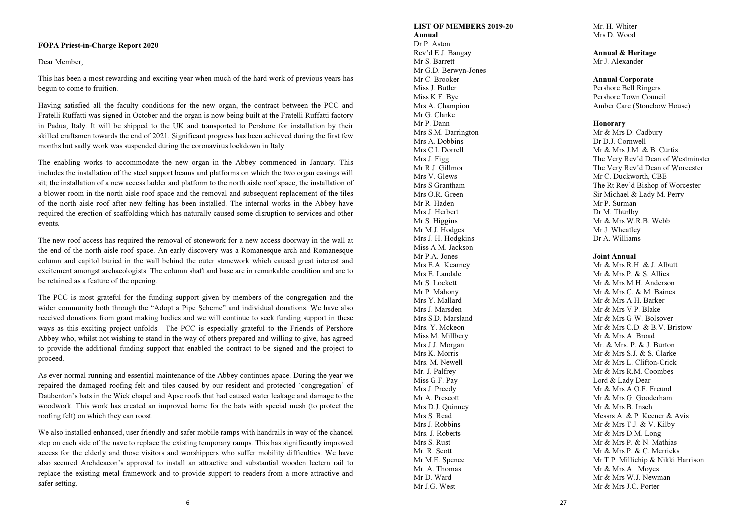**FOPA Priest-in-Charge Report 2020**

Dear Member,

This has been a most rewarding and exciting year when much of the hard work of previous years has begun to come to fruition.

Having satisfied all the faculty conditions for the new organ, the contract between the PCC and Fratelli Ruffatti was signed in October and the organ is now being built at the Fratelli Ruffatti factory in Padua, Italy. It will be shipped to the UK and transported to Pershore for installation by their skilled craftsmen towards the end of 2021. Significant progress has been achieved during the first few months but sadly work was suspended during the coronavirus lockdown in Italy.

The enabling works to accommodate the new organ in the Abbey commenced in January. This includes the installation of the steel support beams and platforms on which the two organ casings will sit; the installation of a new access ladder and platform to the north aisle roof space; the installation of a blower room in the north aisle roof space and the removal and subsequent replacement of the tiles of the north aisle roof after new felting has been installed. The internal works in the Abbey have required the erection of scaffolding which has naturally caused some disruption to services and other events.

The new roof access has required the removal of stonework for a new access doorway in the wall at the end of the north aisle roof space. An early discovery was a Romanesque arch and Romanesque column and capitol buried in the wall behind the outer stonework which caused great interest and excitement amongst archaeologists. The column shaft and base are in remarkable condition and are to be retained as a feature of the opening.

The PCC is most grateful for the funding support given by members of the congregation and the wider community both through the "Adopt a Pipe Scheme" and individual donations. We have also received donations from grant making bodies and we will continue to seek funding support in these ways as this exciting project unfolds. The PCC is especially grateful to the Friends of Pershore Abbey who, whilst not wishing to stand in the way of others prepared and willing to give, has agreed to provide the additional funding support that enabled the contract to be signed and the project to proceed.

As ever normal running and essential maintenance of the Abbey continues apace. During the year we repaired the damaged roofing felt and tiles caused by our resident and protected 'congregation' of Daubenton's bats in the Wick chapel and Apse roofs that had caused water leakage and damage to the woodwork. This work has created an improved home for the bats with special mesh (to protect the roofing felt) on which they can roost.

We also installed enhanced, user friendly and safer mobile ramps with handrails in way of the chancel step on each side of the nave to replace the existing temporary ramps. This has significantly improved access for the elderly and those visitors and worshippers who suffer mobility difficulties. We have also secured Archdeacon's approval to install an attractive and substantial wooden lectern rail to replace the existing metal framework and to provide support to readers from a more attractive and safer setting.

**LIST OF MEMBERS 2019-20**

**Annual**

Dr P. Aston
Rev'd E.J. Bangay
Mr S. Barrett
Mr G.D. Berwyn-Jones
Mr C. Brooker
Miss J. Butler
Miss K.F. Bye
Mrs A. Champion
Mr G. Clarke
Mr P. Dann
Mrs S.M. Darrington
Mrs A. Dobbins
Mrs C.I. Dorrell
Mrs J. Figg
Mr R.J. Gillmor
Mrs V. Glews
Mrs S Grantham
Mrs O.R. Green
Mr R. Haden
Mrs J. Herbert
Mr S. Higgins
Mr M.J. Hodges
Mrs J. H. Hodgkins
Miss A.M. Jackson
Mr P.A. Jones
Mrs E.A. Kearney
Mrs E. Landale
Mr S. Lockett
Mr P. Mahony
Mrs Y. Mallard
Mrs J. Marsden
Mrs S.D. Marsland
Mrs. Y. Mckeon
Miss M. Millbery
Mrs J.J. Morgan
Mrs K. Morris
Mrs. M. Newell
Mr. J. Palfrey
Miss G.F. Pay
Mrs J. Preedy
Mr A. Prescott
Mrs D.J. Quinney
Mrs S. Read
Mrs J. Robbins
Mrs. J. Roberts
Mrs S. Rust
Mr. R. Scott
Mr M.E. Spence
Mr. A. Thomas
Mr D. Ward
Mr J.G. West
Mr. H. Whiter
Mrs D. Wood

**Annual & Heritage**

Mr J. Alexander

**Annual Corporate**

Pershore Bell Ringers
Pershore Town Council
Amber Care (Stonebow House)

**Honorary**

Mr & Mrs D. Cadbury
Dr D.J. Cornwell
Mr & Mrs J.M. & B. Curtis
The Very Rev'd Dean of Westminster
The Very Rev'd Dean of Worcester
Mr C. Duckworth, CBE
The Rt Rev'd Bishop of Worcester
Sir Michael & Lady M. Perry
Mr P. Surman
Dr M. Thurlby
Mr & Mrs W.R.B. Webb
Mr J. Wheatley
Dr A. Williams

**Joint Annual**

Mr & Mrs R.H. & J. Albutt
Mr & Mrs P. & S. Allies
Mr & Mrs M.H. Anderson
Mr & Mrs C. & M. Baines
Mr & Mrs A.H. Barker
Mr & Mrs V.P. Blake
Mr & Mrs G.W. Bolsover
Mr & Mrs C.D. & B.V. Bristow
Mr & Mrs A. Broad
Mr. & Mrs. P. & J. Burton
Mr & Mrs S.J. & S. Clarke
Mr & Mrs L. Clifton-Crick
Mr & Mrs R.M. Coombes
Lord & Lady Dear
Mr & Mrs A.O.F. Freund
Mr & Mrs G. Gooderham
Mr & Mrs B. Insch
Messrs A. & P. Keener & Avis
Mr & Mrs T.J. & V. Kilby
Mr & Mrs D.M. Long
Mr & Mrs P. & N. Mathias
Mr & Mrs P. & C. Merricks
Mr T.P. Millichip & Nikki Harrison
Mr & Mrs A. Moyes
Mr & Mrs W.J. Newman
Mr & Mrs J.C. Porter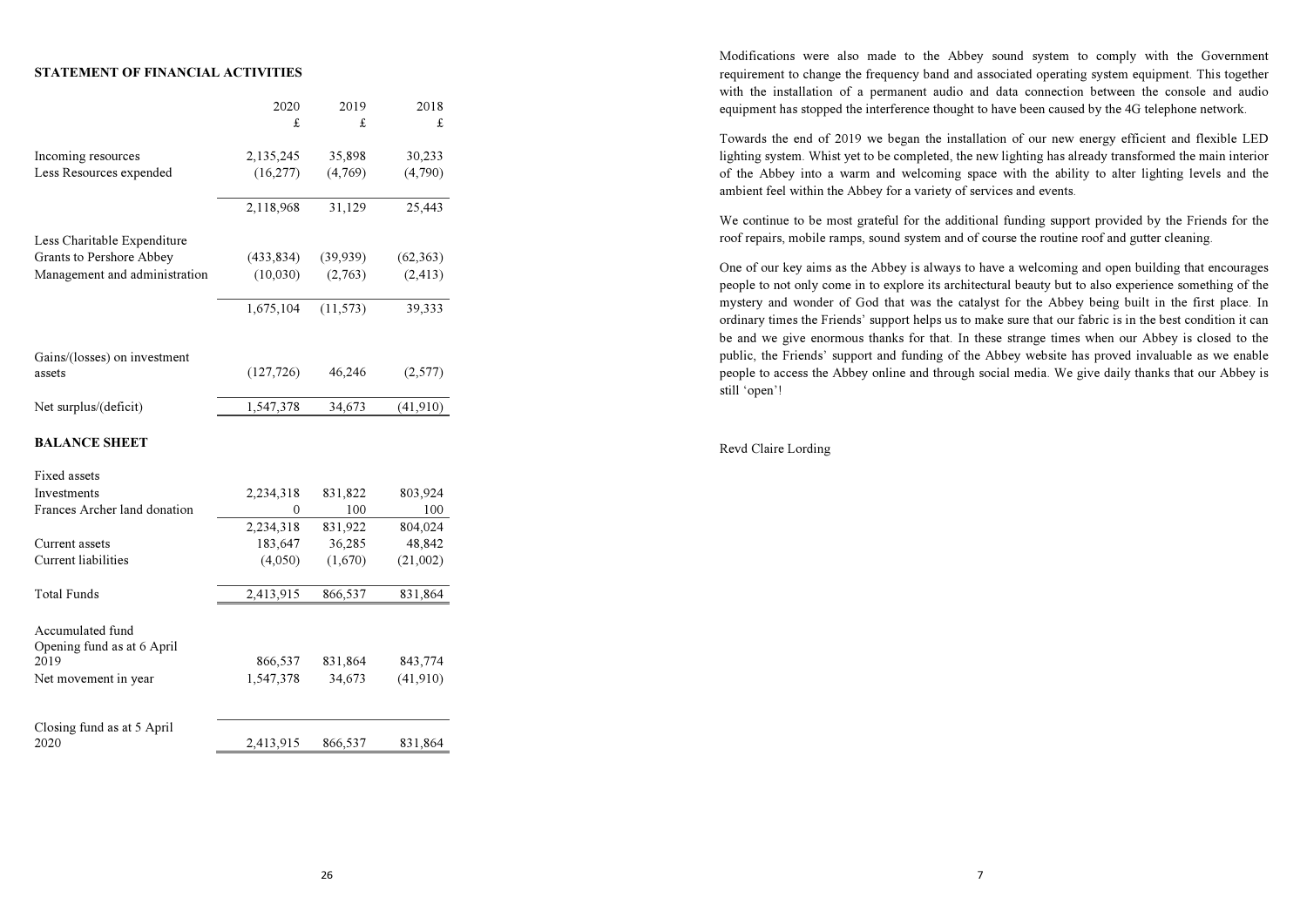**STATEMENT OF FINANCIAL ACTIVITIES**

| | 2020 | 2019 | 2018 |
|---|---|---|---|
| | £ | £ | £ |
| Incoming resources | 2,135,245 | 35,898 | 30,233 |
| Less Resources expended | (16,277) | (4,769) | (4,790) |
| | 2,118,968 | 31,129 | 25,443 |
| Less Charitable Expenditure | | | |
| Grants to Pershore Abbey | (433,834) | (39,939) | (62,363) |
| Management and administration | (10,030) | (2,763) | (2,413) |
| | 1,675,104 | (11,573) | 39,333 |
| Gains/(losses) on investment assets | (127,726) | 46,246 | (2,577) |
| Net surplus/(deficit) | 1,547,378 | 34,673 | (41,910) |

**BALANCE SHEET**

| | 2020 | 2019 | 2018 |
|---|---|---|---|
| Fixed assets | | | |
| Investments | 2,234,318 | 831,822 | 803,924 |
| Frances Archer land donation | 0 | 100 | 100 |
| | 2,234,318 | 831,922 | 804,024 |
| Current assets | 183,647 | 36,285 | 48,842 |
| Current liabilities | (4,050) | (1,670) | (21,002) |
| Total Funds | 2,413,915 | 866,537 | 831,864 |
| Accumulated fund | | | |
| Opening fund as at 6 April 2019 | 866,537 | 831,864 | 843,774 |
| Net movement in year | 1,547,378 | 34,673 | (41,910) |
| Closing fund as at 5 April 2020 | 2,413,915 | 866,537 | 831,864 |

Modifications were also made to the Abbey sound system to comply with the Government requirement to change the frequency band and associated operating system equipment. This together with the installation of a permanent audio and data connection between the console and audio equipment has stopped the interference thought to have been caused by the 4G telephone network.

Towards the end of 2019 we began the installation of our new energy efficient and flexible LED lighting system. Whist yet to be completed, the new lighting has already transformed the main interior of the Abbey into a warm and welcoming space with the ability to alter lighting levels and the ambient feel within the Abbey for a variety of services and events.

We continue to be most grateful for the additional funding support provided by the Friends for the roof repairs, mobile ramps, sound system and of course the routine roof and gutter cleaning.

One of our key aims as the Abbey is always to have a welcoming and open building that encourages people to not only come in to explore its architectural beauty but to also experience something of the mystery and wonder of God that was the catalyst for the Abbey being built in the first place. In ordinary times the Friends' support helps us to make sure that our fabric is in the best condition it can be and we give enormous thanks for that. In these strange times when our Abbey is closed to the public, the Friends' support and funding of the Abbey website has proved invaluable as we enable people to access the Abbey online and through social media. We give daily thanks that our Abbey is still 'open'!

Revd Claire Lording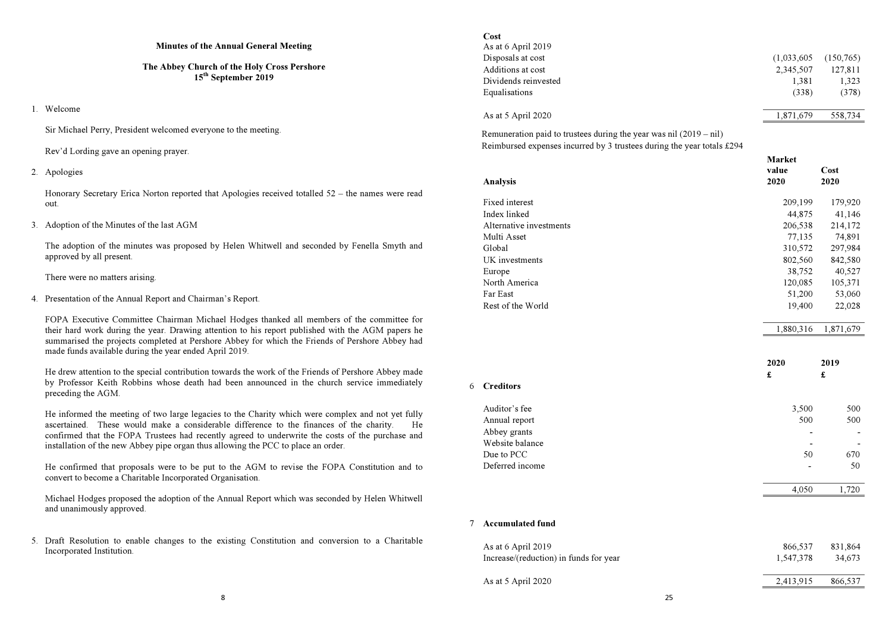**Minutes of the Annual General Meeting**

**The Abbey Church of the Holy Cross Pershore**
**15th September 2019**

1. Welcome

   Sir Michael Perry, President welcomed everyone to the meeting.

   Rev'd Lording gave an opening prayer.

2. Apologies

   Honorary Secretary Erica Norton reported that Apologies received totalled 52 – the names were read out.

3. Adoption of the Minutes of the last AGM

   The adoption of the minutes was proposed by Helen Whitwell and seconded by Fenella Smyth and approved by all present.

   There were no matters arising.

4. Presentation of the Annual Report and Chairman's Report.

   FOPA Executive Committee Chairman Michael Hodges thanked all members of the committee for their hard work during the year. Drawing attention to his report published with the AGM papers he summarised the projects completed at Pershore Abbey for which the Friends of Pershore Abbey had made funds available during the year ended April 2019.

   He drew attention to the special contribution towards the work of the Friends of Pershore Abbey made by Professor Keith Robbins whose death had been announced in the church service immediately preceding the AGM.

   He informed the meeting of two large legacies to the Charity which were complex and not yet fully ascertained. These would make a considerable difference to the finances of the charity. He confirmed that the FOPA Trustees had recently agreed to underwrite the costs of the purchase and installation of the new Abbey pipe organ thus allowing the PCC to place an order.

   He confirmed that proposals were to be put to the AGM to revise the FOPA Constitution and to convert to become a Charitable Incorporated Organisation.

   Michael Hodges proposed the adoption of the Annual Report which was seconded by Helen Whitwell and unanimously approved.

5. Draft Resolution to enable changes to the existing Constitution and conversion to a Charitable Incorporated Institution.

| **Cost** | | |
|---|---|---|
| As at 6 April 2019 | | |
| Disposals at cost | (1,033,605 | (150,765) |
| Additions at cost | 2,345,507 | 127,811 |
| Dividends reinvested | 1,381 | 1,323 |
| Equalisations | (338) | (378) |
| As at 5 April 2020 | 1,871,679 | 558,734 |

Remuneration paid to trustees during the year was nil (2019 – nil)
Reimbursed expenses incurred by 3 trustees during the year totals £294

| **Analysis** | **Market value 2020** | **Cost 2020** |
|---|---|---|
| Fixed interest | 209,199 | 179,920 |
| Index linked | 44,875 | 41,146 |
| Alternative investments | 206,538 | 214,172 |
| Multi Asset | 77,135 | 74,891 |
| Global | 310,572 | 297,984 |
| UK investments | 802,560 | 842,580 |
| Europe | 38,752 | 40,527 |
| North America | 120,085 | 105,371 |
| Far East | 51,200 | 53,060 |
| Rest of the World | 19,400 | 22,028 |
| | 1,880,316 | 1,871,679 |

| | **2020 £** | **2019 £** |
|---|---|---|
| **6 Creditors** | | |
| Auditor's fee | 3,500 | 500 |
| Annual report | 500 | 500 |
| Abbey grants | - | - |
| Website balance | - | - |
| Due to PCC | 50 | 670 |
| Deferred income | - | 50 |
| | 4,050 | 1,720 |

| **7 Accumulated fund** | | |
|---|---|---|
| As at 6 April 2019 | 866,537 | 831,864 |
| Increase/(reduction) in funds for year | 1,547,378 | 34,673 |
| As at 5 April 2020 | 2,413,915 | 866,537 |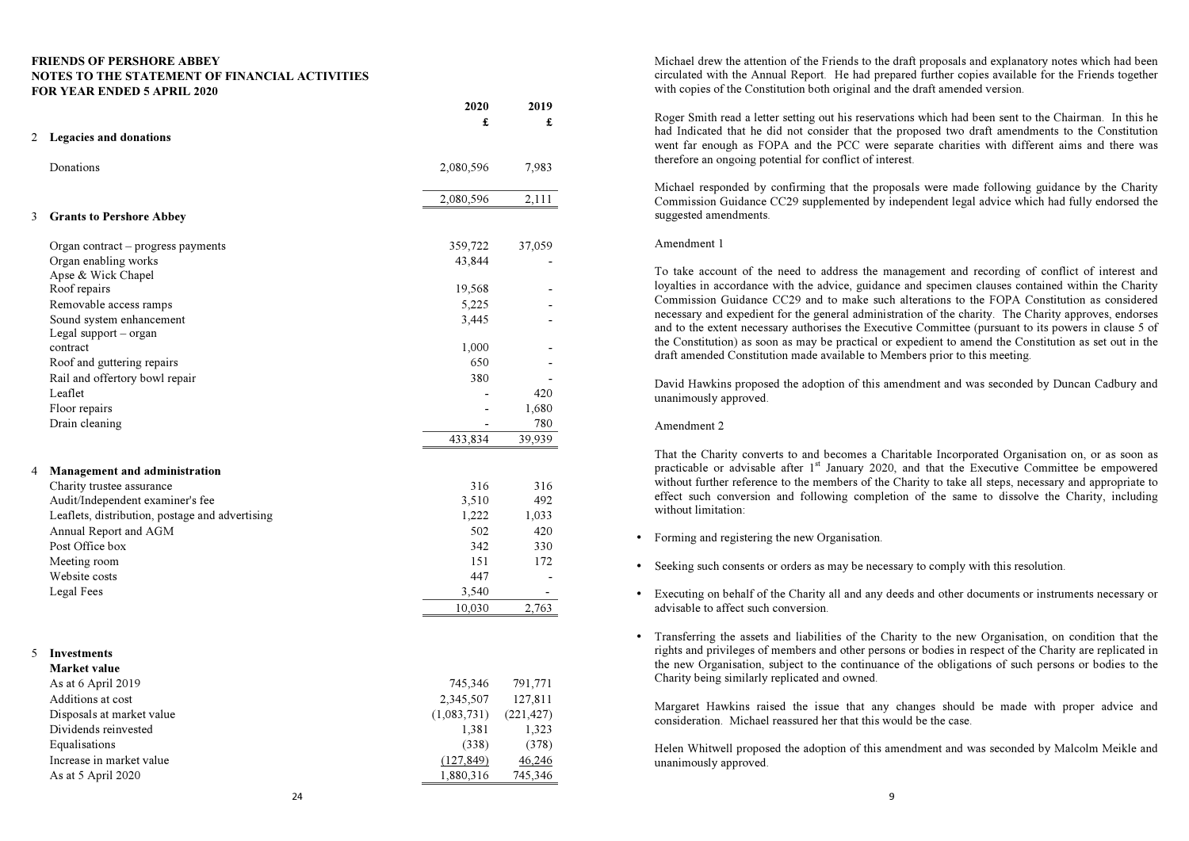**FRIENDS OF PERSHORE ABBEY**
**NOTES TO THE STATEMENT OF FINANCIAL ACTIVITIES**
**FOR YEAR ENDED 5 APRIL 2020**

| | | 2020 | 2019 |
|---|---|---|---|
| | | £ | £ |
| 2 | **Legacies and donations** | | |
| | Donations | 2,080,596 | 7,983 |
| | | 2,080,596 | 2,111 |
| 3 | **Grants to Pershore Abbey** | | |
| | Organ contract – progress payments | 359,722 | 37,059 |
| | Organ enabling works | 43,844 | - |
| | Apse & Wick Chapel Roof repairs | 19,568 | - |
| | Removable access ramps | 5,225 | - |
| | Sound system enhancement | 3,445 | - |
| | Legal support – organ contract | 1,000 | - |
| | Roof and guttering repairs | 650 | - |
| | Rail and offertory bowl repair | 380 | - |
| | Leaflet | - | 420 |
| | Floor repairs | - | 1,680 |
| | Drain cleaning | - | 780 |
| | | 433,834 | 39,939 |
| 4 | **Management and administration** | | |
| | Charity trustee assurance | 316 | 316 |
| | Audit/Independent examiner's fee | 3,510 | 492 |
| | Leaflets, distribution, postage and advertising | 1,222 | 1,033 |
| | Annual Report and AGM | 502 | 420 |
| | Post Office box | 342 | 330 |
| | Meeting room | 151 | 172 |
| | Website costs | 447 | - |
| | Legal Fees | 3,540 | - |
| | | 10,030 | 2,763 |
| 5 | **Investments** | | |
| | **Market value** | | |
| | As at 6 April 2019 | 745,346 | 791,771 |
| | Additions at cost | 2,345,507 | 127,811 |
| | Disposals at market value | (1,083,731) | (221,427) |
| | Dividends reinvested | 1,381 | 1,323 |
| | Equalisations | (338) | (378) |
| | Increase in market value | (127,849) | 46,246 |
| | As at 5 April 2020 | 1,880,316 | 745,346 |

Michael drew the attention of the Friends to the draft proposals and explanatory notes which had been circulated with the Annual Report. He had prepared further copies available for the Friends together with copies of the Constitution both original and the draft amended version.

Roger Smith read a letter setting out his reservations which had been sent to the Chairman. In this he had Indicated that he did not consider that the proposed two draft amendments to the Constitution went far enough as FOPA and the PCC were separate charities with different aims and there was therefore an ongoing potential for conflict of interest.

Michael responded by confirming that the proposals were made following guidance by the Charity Commission Guidance CC29 supplemented by independent legal advice which had fully endorsed the suggested amendments.

Amendment 1

To take account of the need to address the management and recording of conflict of interest and loyalties in accordance with the advice, guidance and specimen clauses contained within the Charity Commission Guidance CC29 and to make such alterations to the FOPA Constitution as considered necessary and expedient for the general administration of the charity. The Charity approves, endorses and to the extent necessary authorises the Executive Committee (pursuant to its powers in clause 5 of the Constitution) as soon as may be practical or expedient to amend the Constitution as set out in the draft amended Constitution made available to Members prior to this meeting.

David Hawkins proposed the adoption of this amendment and was seconded by Duncan Cadbury and unanimously approved.

Amendment 2

That the Charity converts to and becomes a Charitable Incorporated Organisation on, or as soon as practicable or advisable after 1st January 2020, and that the Executive Committee be empowered without further reference to the members of the Charity to take all steps, necessary and appropriate to effect such conversion and following completion of the same to dissolve the Charity, including without limitation:

- Forming and registering the new Organisation.
- Seeking such consents or orders as may be necessary to comply with this resolution.
- Executing on behalf of the Charity all and any deeds and other documents or instruments necessary or advisable to affect such conversion.
- Transferring the assets and liabilities of the Charity to the new Organisation, on condition that the rights and privileges of members and other persons or bodies in respect of the Charity are replicated in the new Organisation, subject to the continuance of the obligations of such persons or bodies to the Charity being similarly replicated and owned.

Margaret Hawkins raised the issue that any changes should be made with proper advice and consideration. Michael reassured her that this would be the case.

Helen Whitwell proposed the adoption of this amendment and was seconded by Malcolm Meikle and unanimously approved.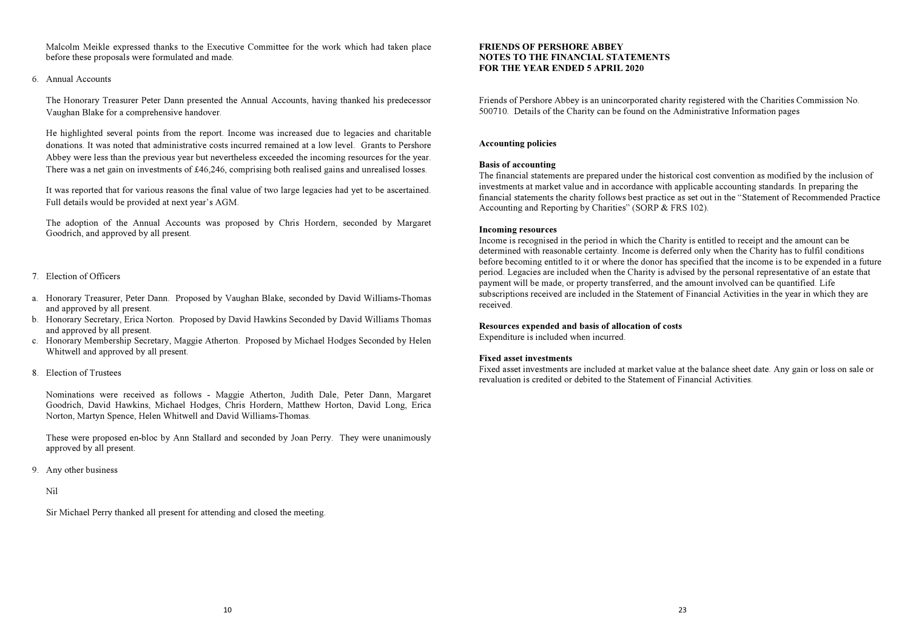Malcolm Meikle expressed thanks to the Executive Committee for the work which had taken place before these proposals were formulated and made.

6. Annual Accounts

The Honorary Treasurer Peter Dann presented the Annual Accounts, having thanked his predecessor Vaughan Blake for a comprehensive handover.

He highlighted several points from the report. Income was increased due to legacies and charitable donations. It was noted that administrative costs incurred remained at a low level. Grants to Pershore Abbey were less than the previous year but nevertheless exceeded the incoming resources for the year. There was a net gain on investments of £46,246, comprising both realised gains and unrealised losses.

It was reported that for various reasons the final value of two large legacies had yet to be ascertained. Full details would be provided at next year's AGM.

The adoption of the Annual Accounts was proposed by Chris Hordern, seconded by Margaret Goodrich, and approved by all present.

7. Election of Officers

a. Honorary Treasurer, Peter Dann. Proposed by Vaughan Blake, seconded by David Williams-Thomas and approved by all present.
b. Honorary Secretary, Erica Norton. Proposed by David Hawkins Seconded by David Williams Thomas and approved by all present.
c. Honorary Membership Secretary, Maggie Atherton. Proposed by Michael Hodges Seconded by Helen Whitwell and approved by all present.

8. Election of Trustees

Nominations were received as follows - Maggie Atherton, Judith Dale, Peter Dann, Margaret Goodrich, David Hawkins, Michael Hodges, Chris Hordern, Matthew Horton, David Long, Erica Norton, Martyn Spence, Helen Whitwell and David Williams-Thomas.

These were proposed en-bloc by Ann Stallard and seconded by Joan Perry. They were unanimously approved by all present.

9. Any other business

Nil

Sir Michael Perry thanked all present for attending and closed the meeting.

**FRIENDS OF PERSHORE ABBEY**
**NOTES TO THE FINANCIAL STATEMENTS**
**FOR THE YEAR ENDED 5 APRIL 2020**

Friends of Pershore Abbey is an unincorporated charity registered with the Charities Commission No. 500710. Details of the Charity can be found on the Administrative Information pages

**Accounting policies**

**Basis of accounting**
The financial statements are prepared under the historical cost convention as modified by the inclusion of investments at market value and in accordance with applicable accounting standards. In preparing the financial statements the charity follows best practice as set out in the "Statement of Recommended Practice Accounting and Reporting by Charities" (SORP & FRS 102).

**Incoming resources**
Income is recognised in the period in which the Charity is entitled to receipt and the amount can be determined with reasonable certainty. Income is deferred only when the Charity has to fulfil conditions before becoming entitled to it or where the donor has specified that the income is to be expended in a future period. Legacies are included when the Charity is advised by the personal representative of an estate that payment will be made, or property transferred, and the amount involved can be quantified. Life subscriptions received are included in the Statement of Financial Activities in the year in which they are received.

**Resources expended and basis of allocation of costs**
Expenditure is included when incurred.

**Fixed asset investments**
Fixed asset investments are included at market value at the balance sheet date. Any gain or loss on sale or revaluation is credited or debited to the Statement of Financial Activities.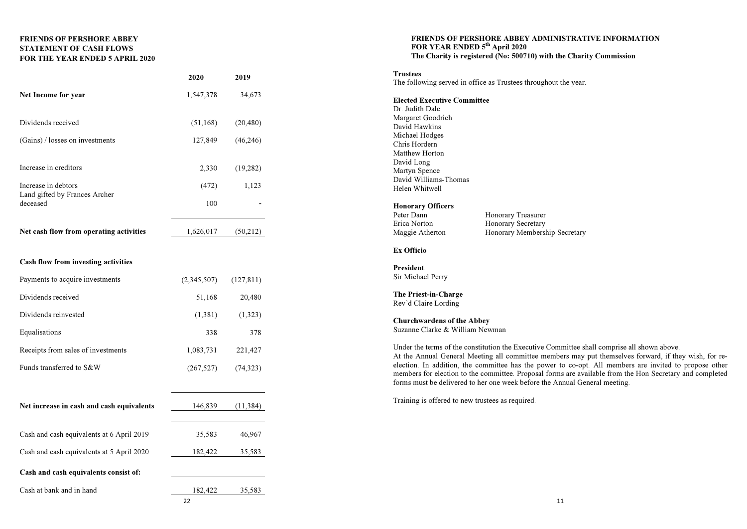**FRIENDS OF PERSHORE ABBEY**
**STATEMENT OF CASH FLOWS**
**FOR THE YEAR ENDED 5 APRIL 2020**

| | 2020 | 2019 |
|---|---|---|
| **Net Income for year** | 1,547,378 | 34,673 |
| Dividends received | (51,168) | (20,480) |
| (Gains) / losses on investments | 127,849 | (46,246) |
| Increase in creditors | 2,330 | (19,282) |
| Increase in debtors | (472) | 1,123 |
| Land gifted by Frances Archer deceased | 100 | - |
| **Net cash flow from operating activities** | 1,626,017 | (50,212) |
| **Cash flow from investing activities** | | |
| Payments to acquire investments | (2,345,507) | (127,811) |
| Dividends received | 51,168 | 20,480 |
| Dividends reinvested | (1,381) | (1,323) |
| Equalisations | 338 | 378 |
| Receipts from sales of investments | 1,083,731 | 221,427 |
| Funds transferred to S&W | (267,527) | (74,323) |
| **Net increase in cash and cash equivalents** | 146,839 | (11,384) |
| Cash and cash equivalents at 6 April 2019 | 35,583 | 46,967 |
| Cash and cash equivalents at 5 April 2020 | 182,422 | 35,583 |
| **Cash and cash equivalents consist of:** | | |
| Cash at bank and in hand | 182,422 | 35,583 |

**FRIENDS OF PERSHORE ABBEY ADMINISTRATIVE INFORMATION**
**FOR YEAR ENDED 5th April 2020**
**The Charity is registered (No: 500710) with the Charity Commission**

**Trustees**
The following served in office as Trustees throughout the year.

**Elected Executive Committee**
Dr. Judith Dale
Margaret Goodrich
David Hawkins
Michael Hodges
Chris Hordern
Matthew Horton
David Long
Martyn Spence
David Williams-Thomas
Helen Whitwell

**Honorary Officers**

| | |
|---|---|
| Peter Dann | Honorary Treasurer |
| Erica Norton | Honorary Secretary |
| Maggie Atherton | Honorary Membership Secretary |

**Ex Officio**

**President**
Sir Michael Perry

**The Priest-in-Charge**
Rev'd Claire Lording

**Churchwardens of the Abbey**
Suzanne Clarke & William Newman

Under the terms of the constitution the Executive Committee shall comprise all shown above.
At the Annual General Meeting all committee members may put themselves forward, if they wish, for re-election. In addition, the committee has the power to co-opt. All members are invited to propose other members for election to the committee. Proposal forms are available from the Hon Secretary and completed forms must be delivered to her one week before the Annual General meeting.

Training is offered to new trustees as required.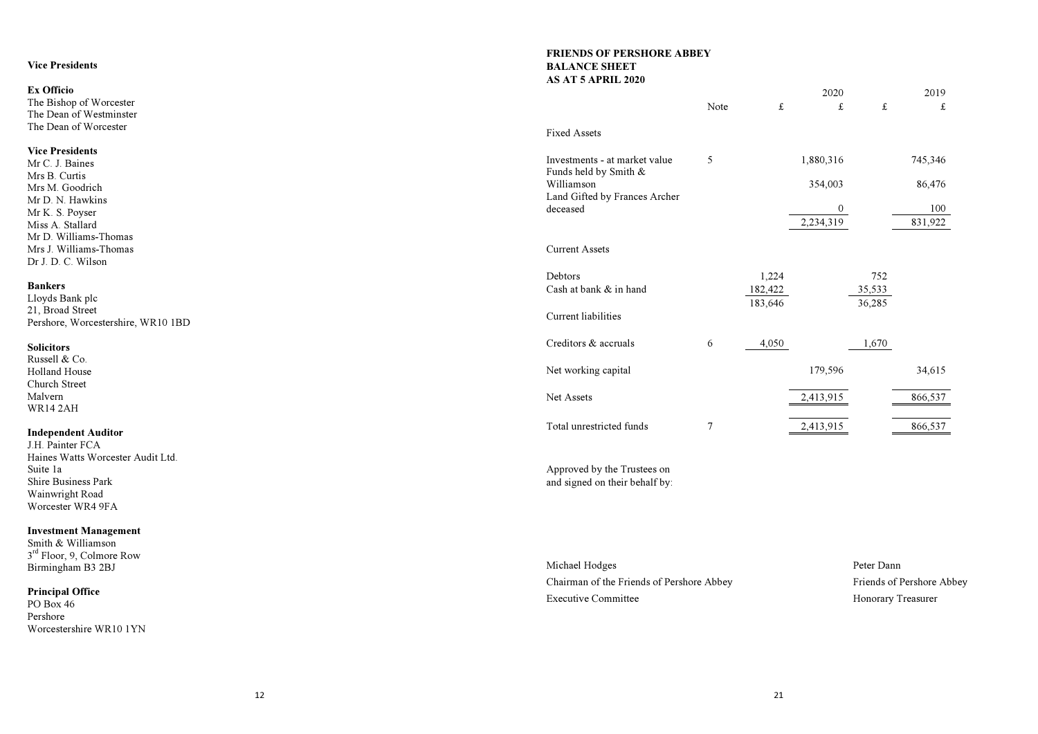**Vice Presidents**

**Ex Officio**
The Bishop of Worcester
The Dean of Westminster
The Dean of Worcester

**Vice Presidents**
Mr C. J. Baines
Mrs B. Curtis
Mrs M. Goodrich
Mr D. N. Hawkins
Mr K. S. Poyser
Miss A. Stallard
Mr D. Williams-Thomas
Mrs J. Williams-Thomas
Dr J. D. C. Wilson

**Bankers**
Lloyds Bank plc
21, Broad Street
Pershore, Worcestershire, WR10 1BD

**Solicitors**
Russell & Co.
Holland House
Church Street
Malvern
WR14 2AH

**Independent Auditor**
J.H. Painter FCA
Haines Watts Worcester Audit Ltd.
Suite 1a
Shire Business Park
Wainwright Road
Worcester WR4 9FA

**Investment Management**
Smith & Williamson
3rd Floor, 9, Colmore Row
Birmingham B3 2BJ

**Principal Office**
PO Box 46
Pershore
Worcestershire WR10 1YN

**FRIENDS OF PERSHORE ABBEY**
**BALANCE SHEET**
**AS AT 5 APRIL 2020**

| | Note | 2020 £ | 2020 £ | 2019 £ | 2019 £ |
|---|---|---|---|---|---|
| Fixed Assets | | | | | |
| Investments - at market value | 5 | | 1,880,316 | | 745,346 |
| Funds held by Smith & Williamson | | | 354,003 | | 86,476 |
| Land Gifted by Frances Archer deceased | | | 0 | | 100 |
| | | | 2,234,319 | | 831,922 |
| Current Assets | | | | | |
| Debtors | | 1,224 | | 752 | |
| Cash at bank & in hand | | 182,422 | | 35,533 | |
| | | 183,646 | | 36,285 | |
| Current liabilities | | | | | |
| Creditors & accruals | 6 | 4,050 | | 1,670 | |
| Net working capital | | | 179,596 | | 34,615 |
| Net Assets | | | 2,413,915 | | 866,537 |
| Total unrestricted funds | 7 | | 2,413,915 | | 866,537 |

Approved by the Trustees on
and signed on their behalf by:

Michael Hodges
Chairman of the Friends of Pershore Abbey
Executive Committee

Peter Dann
Friends of Pershore Abbey
Honorary Treasurer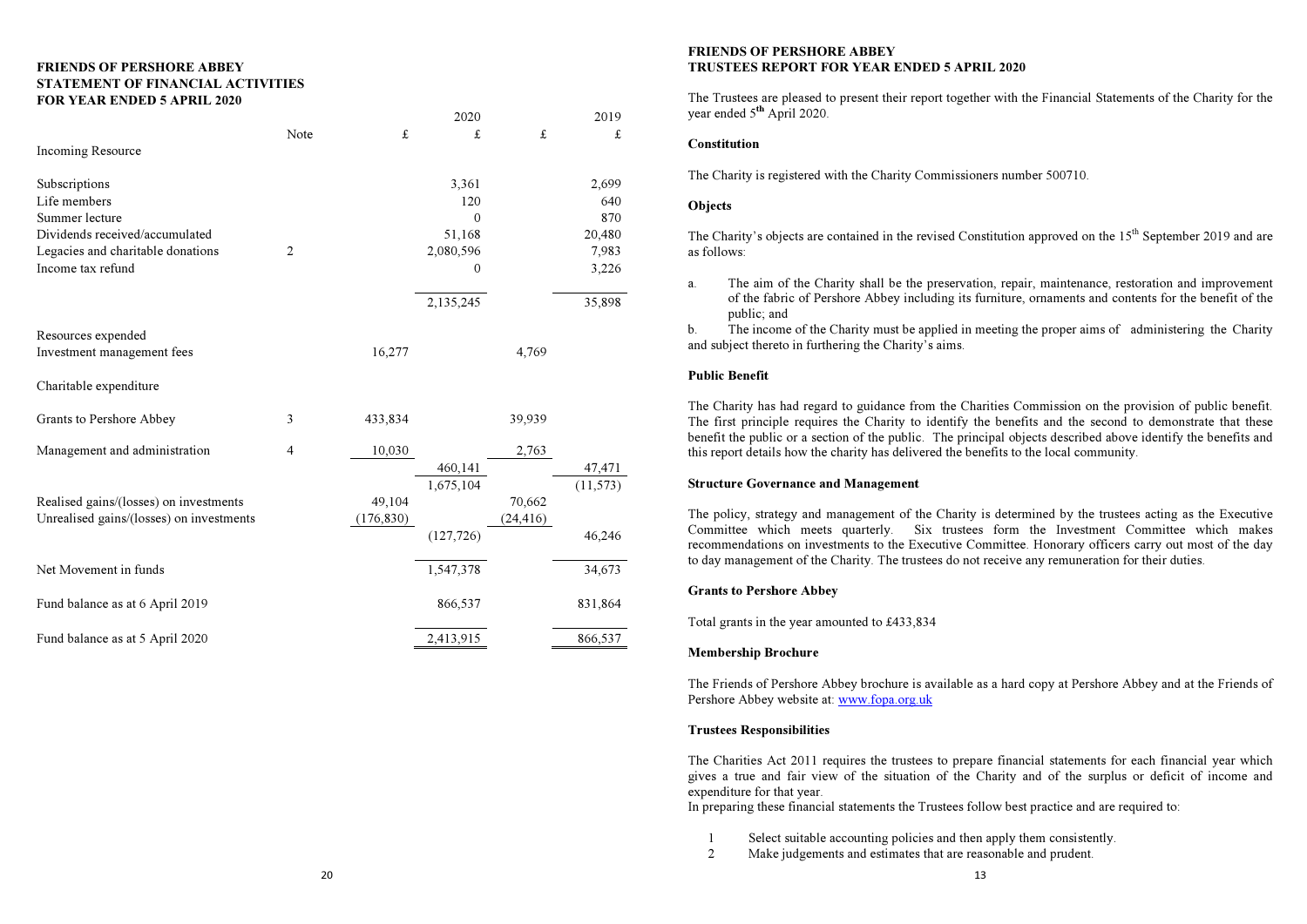# FRIENDS OF PERSHORE ABBEY
## STATEMENT OF FINANCIAL ACTIVITIES
## FOR YEAR ENDED 5 APRIL 2020

| | Note | £ | 2020 £ | £ | 2019 £ |
|---|---|---|---|---|---|
| Incoming Resource | | | | | |
| Subscriptions | | | 3,361 | | 2,699 |
| Life members | | | 120 | | 640 |
| Summer lecture | | | 0 | | 870 |
| Dividends received/accumulated | | | 51,168 | | 20,480 |
| Legacies and charitable donations | 2 | | 2,080,596 | | 7,983 |
| Income tax refund | | | 0 | | 3,226 |
| | | | 2,135,245 | | 35,898 |
| Resources expended | | | | | |
| Investment management fees | | 16,277 | | 4,769 | |
| Charitable expenditure | | | | | |
| Grants to Pershore Abbey | 3 | 433,834 | | 39,939 | |
| Management and administration | 4 | 10,030 | | 2,763 | |
| | | | 460,141 | | 47,471 |
| | | | 1,675,104 | | (11,573) |
| Realised gains/(losses) on investments | | 49,104 | | 70,662 | |
| Unrealised gains/(losses) on investments | | (176,830) | | (24,416) | |
| | | | (127,726) | | 46,246 |
| Net Movement in funds | | | 1,547,378 | | 34,673 |
| Fund balance as at 6 April 2019 | | | 866,537 | | 831,864 |
| Fund balance as at 5 April 2020 | | | 2,413,915 | | 866,537 |

# FRIENDS OF PERSHORE ABBEY
## TRUSTEES REPORT FOR YEAR ENDED 5 APRIL 2020

The Trustees are pleased to present their report together with the Financial Statements of the Charity for the year ended 5th April 2020.

### Constitution

The Charity is registered with the Charity Commissioners number 500710.

### Objects

The Charity's objects are contained in the revised Constitution approved on the 15th September 2019 and are as follows:

a. The aim of the Charity shall be the preservation, repair, maintenance, restoration and improvement of the fabric of Pershore Abbey including its furniture, ornaments and contents for the benefit of the public; and

b. The income of the Charity must be applied in meeting the proper aims of administering the Charity and subject thereto in furthering the Charity's aims.

### Public Benefit

The Charity has had regard to guidance from the Charities Commission on the provision of public benefit. The first principle requires the Charity to identify the benefits and the second to demonstrate that these benefit the public or a section of the public. The principal objects described above identify the benefits and this report details how the charity has delivered the benefits to the local community.

### Structure Governance and Management

The policy, strategy and management of the Charity is determined by the trustees acting as the Executive Committee which meets quarterly. Six trustees form the Investment Committee which makes recommendations on investments to the Executive Committee. Honorary officers carry out most of the day to day management of the Charity. The trustees do not receive any remuneration for their duties.

### Grants to Pershore Abbey

Total grants in the year amounted to £433,834

### Membership Brochure

The Friends of Pershore Abbey brochure is available as a hard copy at Pershore Abbey and at the Friends of Pershore Abbey website at: www.fopa.org.uk

### Trustees Responsibilities

The Charities Act 2011 requires the trustees to prepare financial statements for each financial year which gives a true and fair view of the situation of the Charity and of the surplus or deficit of income and expenditure for that year.

In preparing these financial statements the Trustees follow best practice and are required to:

1. Select suitable accounting policies and then apply them consistently.
2. Make judgements and estimates that are reasonable and prudent.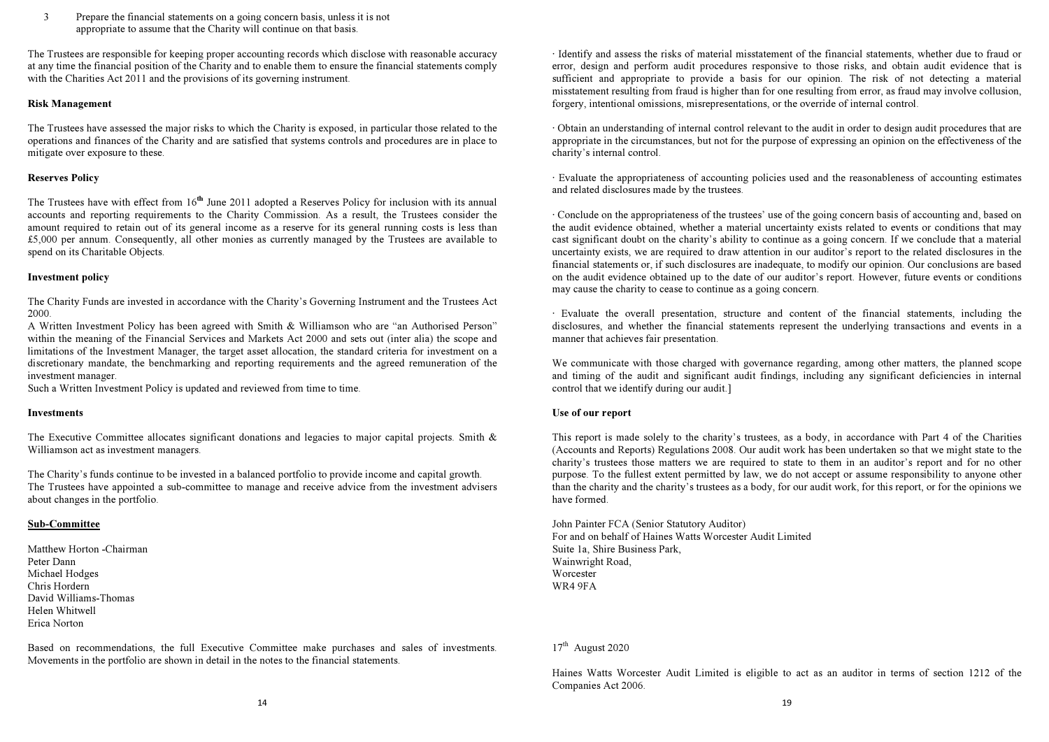3 Prepare the financial statements on a going concern basis, unless it is not appropriate to assume that the Charity will continue on that basis.

The Trustees are responsible for keeping proper accounting records which disclose with reasonable accuracy at any time the financial position of the Charity and to enable them to ensure the financial statements comply with the Charities Act 2011 and the provisions of its governing instrument.

**Risk Management**

The Trustees have assessed the major risks to which the Charity is exposed, in particular those related to the operations and finances of the Charity and are satisfied that systems controls and procedures are in place to mitigate over exposure to these.

**Reserves Policy**

The Trustees have with effect from 16th June 2011 adopted a Reserves Policy for inclusion with its annual accounts and reporting requirements to the Charity Commission. As a result, the Trustees consider the amount required to retain out of its general income as a reserve for its general running costs is less than £5,000 per annum. Consequently, all other monies as currently managed by the Trustees are available to spend on its Charitable Objects.

**Investment policy**

The Charity Funds are invested in accordance with the Charity's Governing Instrument and the Trustees Act 2000.
A Written Investment Policy has been agreed with Smith & Williamson who are "an Authorised Person" within the meaning of the Financial Services and Markets Act 2000 and sets out (inter alia) the scope and limitations of the Investment Manager, the target asset allocation, the standard criteria for investment on a discretionary mandate, the benchmarking and reporting requirements and the agreed remuneration of the investment manager.
Such a Written Investment Policy is updated and reviewed from time to time.

**Investments**

The Executive Committee allocates significant donations and legacies to major capital projects. Smith & Williamson act as investment managers.

The Charity's funds continue to be invested in a balanced portfolio to provide income and capital growth.
The Trustees have appointed a sub-committee to manage and receive advice from the investment advisers about changes in the portfolio.

**Sub-Committee**

Matthew Horton -Chairman
Peter Dann
Michael Hodges
Chris Hordern
David Williams-Thomas
Helen Whitwell
Erica Norton

Based on recommendations, the full Executive Committee make purchases and sales of investments. Movements in the portfolio are shown in detail in the notes to the financial statements.

· Identify and assess the risks of material misstatement of the financial statements, whether due to fraud or error, design and perform audit procedures responsive to those risks, and obtain audit evidence that is sufficient and appropriate to provide a basis for our opinion. The risk of not detecting a material misstatement resulting from fraud is higher than for one resulting from error, as fraud may involve collusion, forgery, intentional omissions, misrepresentations, or the override of internal control.

· Obtain an understanding of internal control relevant to the audit in order to design audit procedures that are appropriate in the circumstances, but not for the purpose of expressing an opinion on the effectiveness of the charity's internal control.

· Evaluate the appropriateness of accounting policies used and the reasonableness of accounting estimates and related disclosures made by the trustees.

· Conclude on the appropriateness of the trustees' use of the going concern basis of accounting and, based on the audit evidence obtained, whether a material uncertainty exists related to events or conditions that may cast significant doubt on the charity's ability to continue as a going concern. If we conclude that a material uncertainty exists, we are required to draw attention in our auditor's report to the related disclosures in the financial statements or, if such disclosures are inadequate, to modify our opinion. Our conclusions are based on the audit evidence obtained up to the date of our auditor's report. However, future events or conditions may cause the charity to cease to continue as a going concern.

· Evaluate the overall presentation, structure and content of the financial statements, including the disclosures, and whether the financial statements represent the underlying transactions and events in a manner that achieves fair presentation.

We communicate with those charged with governance regarding, among other matters, the planned scope and timing of the audit and significant audit findings, including any significant deficiencies in internal control that we identify during our audit.]

**Use of our report**

This report is made solely to the charity's trustees, as a body, in accordance with Part 4 of the Charities (Accounts and Reports) Regulations 2008. Our audit work has been undertaken so that we might state to the charity's trustees those matters we are required to state to them in an auditor's report and for no other purpose. To the fullest extent permitted by law, we do not accept or assume responsibility to anyone other than the charity and the charity's trustees as a body, for our audit work, for this report, or for the opinions we have formed.

John Painter FCA (Senior Statutory Auditor)
For and on behalf of Haines Watts Worcester Audit Limited
Suite 1a, Shire Business Park,
Wainwright Road,
Worcester
WR4 9FA

17th August 2020

Haines Watts Worcester Audit Limited is eligible to act as an auditor in terms of section 1212 of the Companies Act 2006.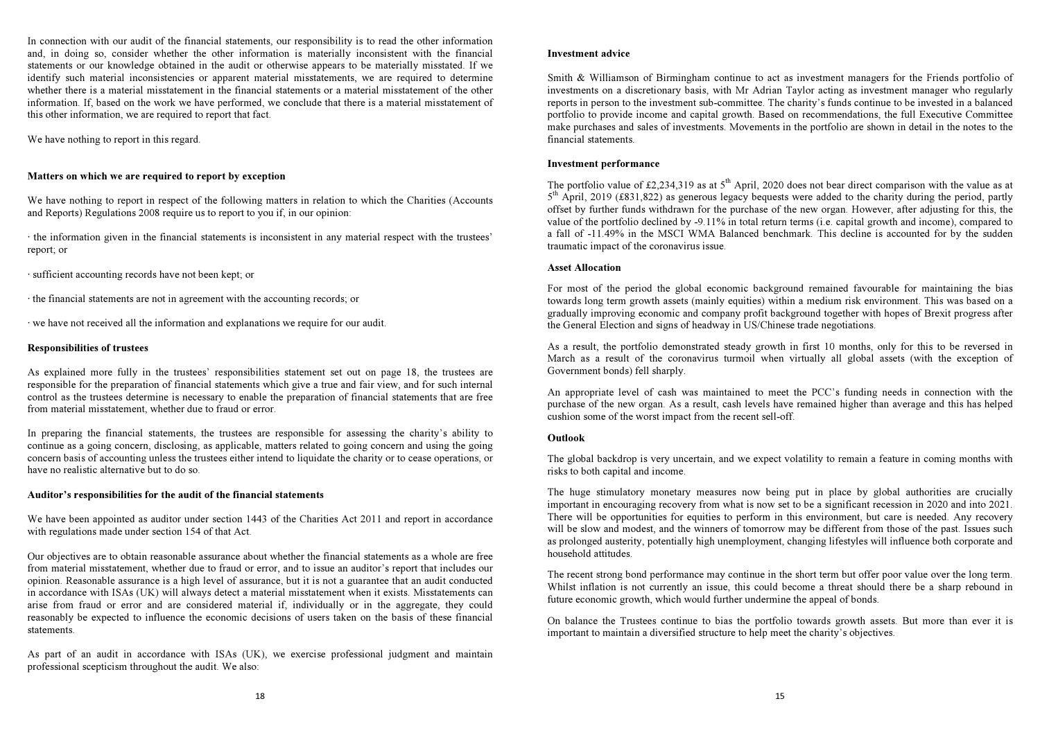In connection with our audit of the financial statements, our responsibility is to read the other information and, in doing so, consider whether the other information is materially inconsistent with the financial statements or our knowledge obtained in the audit or otherwise appears to be materially misstated. If we identify such material inconsistencies or apparent material misstatements, we are required to determine whether there is a material misstatement in the financial statements or a material misstatement of the other information. If, based on the work we have performed, we conclude that there is a material misstatement of this other information, we are required to report that fact.

We have nothing to report in this regard.

**Matters on which we are required to report by exception**

We have nothing to report in respect of the following matters in relation to which the Charities (Accounts and Reports) Regulations 2008 require us to report to you if, in our opinion:

· the information given in the financial statements is inconsistent in any material respect with the trustees' report; or

· sufficient accounting records have not been kept; or

· the financial statements are not in agreement with the accounting records; or

· we have not received all the information and explanations we require for our audit.

**Responsibilities of trustees**

As explained more fully in the trustees' responsibilities statement set out on page 18, the trustees are responsible for the preparation of financial statements which give a true and fair view, and for such internal control as the trustees determine is necessary to enable the preparation of financial statements that are free from material misstatement, whether due to fraud or error.

In preparing the financial statements, the trustees are responsible for assessing the charity's ability to continue as a going concern, disclosing, as applicable, matters related to going concern and using the going concern basis of accounting unless the trustees either intend to liquidate the charity or to cease operations, or have no realistic alternative but to do so.

**Auditor's responsibilities for the audit of the financial statements**

We have been appointed as auditor under section 1443 of the Charities Act 2011 and report in accordance with regulations made under section 154 of that Act.

Our objectives are to obtain reasonable assurance about whether the financial statements as a whole are free from material misstatement, whether due to fraud or error, and to issue an auditor's report that includes our opinion. Reasonable assurance is a high level of assurance, but it is not a guarantee that an audit conducted in accordance with ISAs (UK) will always detect a material misstatement when it exists. Misstatements can arise from fraud or error and are considered material if, individually or in the aggregate, they could reasonably be expected to influence the economic decisions of users taken on the basis of these financial statements.

As part of an audit in accordance with ISAs (UK), we exercise professional judgment and maintain professional scepticism throughout the audit. We also:

**Investment advice**

Smith & Williamson of Birmingham continue to act as investment managers for the Friends portfolio of investments on a discretionary basis, with Mr Adrian Taylor acting as investment manager who regularly reports in person to the investment sub-committee. The charity's funds continue to be invested in a balanced portfolio to provide income and capital growth. Based on recommendations, the full Executive Committee make purchases and sales of investments. Movements in the portfolio are shown in detail in the notes to the financial statements.

**Investment performance**

The portfolio value of £2,234,319 as at 5th April, 2020 does not bear direct comparison with the value as at 5th April, 2019 (£831,822) as generous legacy bequests were added to the charity during the period, partly offset by further funds withdrawn for the purchase of the new organ. However, after adjusting for this, the value of the portfolio declined by -9.11% in total return terms (i.e. capital growth and income), compared to a fall of -11.49% in the MSCI WMA Balanced benchmark. This decline is accounted for by the sudden traumatic impact of the coronavirus issue.

**Asset Allocation**

For most of the period the global economic background remained favourable for maintaining the bias towards long term growth assets (mainly equities) within a medium risk environment. This was based on a gradually improving economic and company profit background together with hopes of Brexit progress after the General Election and signs of headway in US/Chinese trade negotiations.

As a result, the portfolio demonstrated steady growth in first 10 months, only for this to be reversed in March as a result of the coronavirus turmoil when virtually all global assets (with the exception of Government bonds) fell sharply.

An appropriate level of cash was maintained to meet the PCC's funding needs in connection with the purchase of the new organ. As a result, cash levels have remained higher than average and this has helped cushion some of the worst impact from the recent sell-off.

**Outlook**

The global backdrop is very uncertain, and we expect volatility to remain a feature in coming months with risks to both capital and income.

The huge stimulatory monetary measures now being put in place by global authorities are crucially important in encouraging recovery from what is now set to be a significant recession in 2020 and into 2021. There will be opportunities for equities to perform in this environment, but care is needed. Any recovery will be slow and modest, and the winners of tomorrow may be different from those of the past. Issues such as prolonged austerity, potentially high unemployment, changing lifestyles will influence both corporate and household attitudes.

The recent strong bond performance may continue in the short term but offer poor value over the long term. Whilst inflation is not currently an issue, this could become a threat should there be a sharp rebound in future economic growth, which would further undermine the appeal of bonds.

On balance the Trustees continue to bias the portfolio towards growth assets. But more than ever it is important to maintain a diversified structure to help meet the charity's objectives.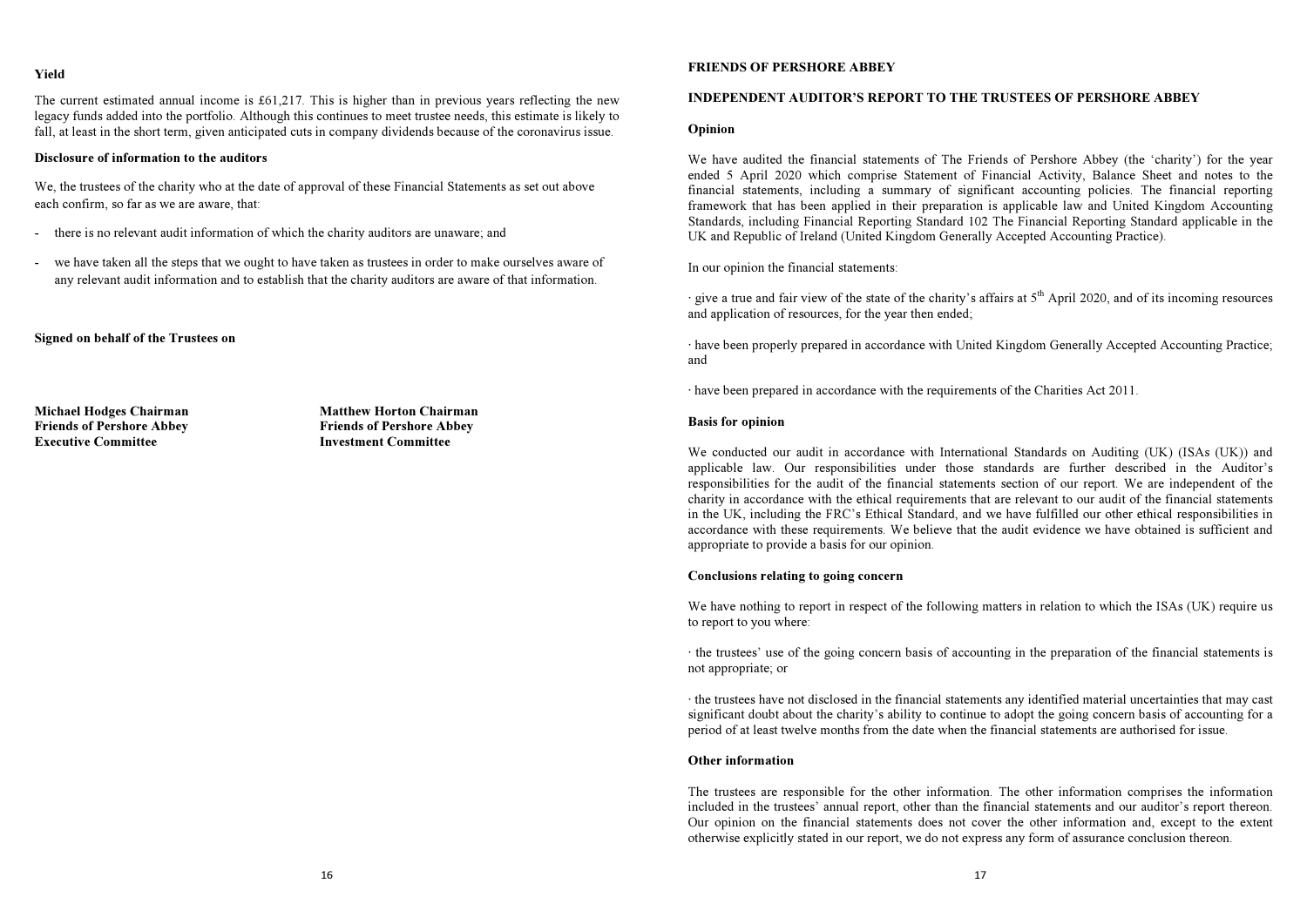### Yield

The current estimated annual income is £61,217. This is higher than in previous years reflecting the new legacy funds added into the portfolio. Although this continues to meet trustee needs, this estimate is likely to fall, at least in the short term, given anticipated cuts in company dividends because of the coronavirus issue.

### Disclosure of information to the auditors

We, the trustees of the charity who at the date of approval of these Financial Statements as set out above each confirm, so far as we are aware, that:

- there is no relevant audit information of which the charity auditors are unaware; and
- we have taken all the steps that we ought to have taken as trustees in order to make ourselves aware of any relevant audit information and to establish that the charity auditors are aware of that information.

**Signed on behalf of the Trustees on**

**Michael Hodges Chairman**
**Friends of Pershore Abbey**
**Executive Committee**

**Matthew Horton Chairman**
**Friends of Pershore Abbey**
**Investment Committee**

## FRIENDS OF PERSHORE ABBEY

## INDEPENDENT AUDITOR'S REPORT TO THE TRUSTEES OF PERSHORE ABBEY

### Opinion

We have audited the financial statements of The Friends of Pershore Abbey (the 'charity') for the year ended 5 April 2020 which comprise Statement of Financial Activity, Balance Sheet and notes to the financial statements, including a summary of significant accounting policies. The financial reporting framework that has been applied in their preparation is applicable law and United Kingdom Accounting Standards, including Financial Reporting Standard 102 The Financial Reporting Standard applicable in the UK and Republic of Ireland (United Kingdom Generally Accepted Accounting Practice).

In our opinion the financial statements:

· give a true and fair view of the state of the charity's affairs at 5th April 2020, and of its incoming resources and application of resources, for the year then ended;

· have been properly prepared in accordance with United Kingdom Generally Accepted Accounting Practice; and

· have been prepared in accordance with the requirements of the Charities Act 2011.

### Basis for opinion

We conducted our audit in accordance with International Standards on Auditing (UK) (ISAs (UK)) and applicable law. Our responsibilities under those standards are further described in the Auditor's responsibilities for the audit of the financial statements section of our report. We are independent of the charity in accordance with the ethical requirements that are relevant to our audit of the financial statements in the UK, including the FRC's Ethical Standard, and we have fulfilled our other ethical responsibilities in accordance with these requirements. We believe that the audit evidence we have obtained is sufficient and appropriate to provide a basis for our opinion.

### Conclusions relating to going concern

We have nothing to report in respect of the following matters in relation to which the ISAs (UK) require us to report to you where:

· the trustees' use of the going concern basis of accounting in the preparation of the financial statements is not appropriate; or

· the trustees have not disclosed in the financial statements any identified material uncertainties that may cast significant doubt about the charity's ability to continue to adopt the going concern basis of accounting for a period of at least twelve months from the date when the financial statements are authorised for issue.

### Other information

The trustees are responsible for the other information. The other information comprises the information included in the trustees' annual report, other than the financial statements and our auditor's report thereon. Our opinion on the financial statements does not cover the other information and, except to the extent otherwise explicitly stated in our report, we do not express any form of assurance conclusion thereon.